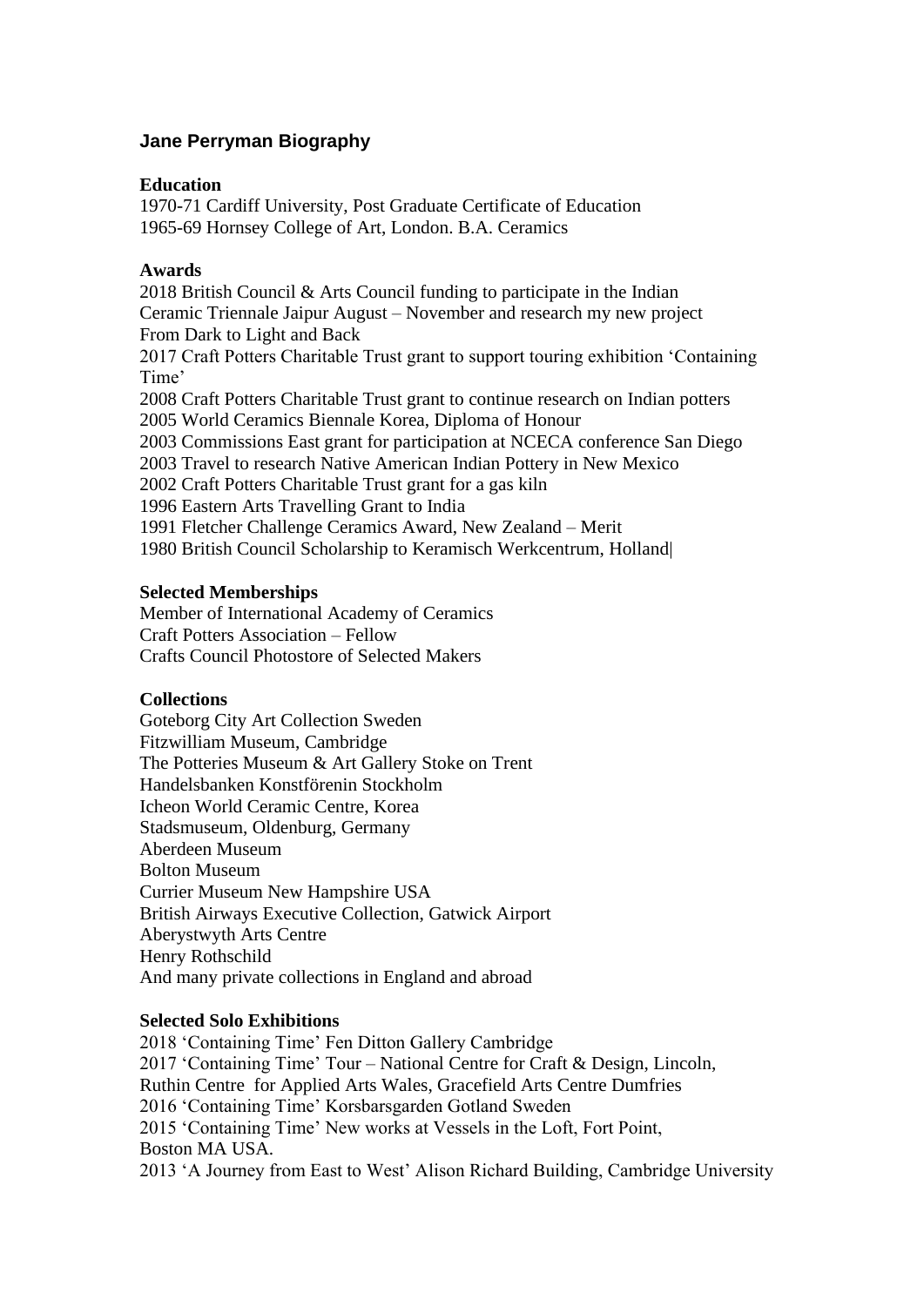# Jane Perryman Biography

**Education**

1970-71 Cardiff University, Post Graduate Certificate of Education
1965-69 Hornsey College of Art, London. B.A. Ceramics

**Awards**

2018 British Council & Arts Council funding to participate in the Indian Ceramic Triennale Jaipur August – November and research my new project From Dark to Light and Back
2017 Craft Potters Charitable Trust grant to support touring exhibition 'Containing Time'
2008 Craft Potters Charitable Trust grant to continue research on Indian potters
2005 World Ceramics Biennale Korea, Diploma of Honour
2003 Commissions East grant for participation at NCECA conference San Diego
2003 Travel to research Native American Indian Pottery in New Mexico
2002 Craft Potters Charitable Trust grant for a gas kiln
1996 Eastern Arts Travelling Grant to India
1991 Fletcher Challenge Ceramics Award, New Zealand – Merit
1980 British Council Scholarship to Keramisch Werkcentrum, Holland|

**Selected Memberships**

Member of International Academy of Ceramics
Craft Potters Association – Fellow
Crafts Council Photostore of Selected Makers

**Collections**

Goteborg City Art Collection Sweden
Fitzwilliam Museum, Cambridge
The Potteries Museum & Art Gallery Stoke on Trent
Handelsbanken Konstförenin Stockholm
Icheon World Ceramic Centre, Korea
Stadsmuseum, Oldenburg, Germany
Aberdeen Museum
Bolton Museum
Currier Museum New Hampshire USA
British Airways Executive Collection, Gatwick Airport
Aberystwyth Arts Centre
Henry Rothschild
And many private collections in England and abroad

**Selected Solo Exhibitions**

2018 'Containing Time' Fen Ditton Gallery Cambridge
2017 'Containing Time' Tour – National Centre for Craft & Design, Lincoln, Ruthin Centre for Applied Arts Wales, Gracefield Arts Centre Dumfries
2016 'Containing Time' Korsbarsgarden Gotland Sweden
2015 'Containing Time' New works at Vessels in the Loft, Fort Point, Boston MA USA.
2013 'A Journey from East to West' Alison Richard Building, Cambridge University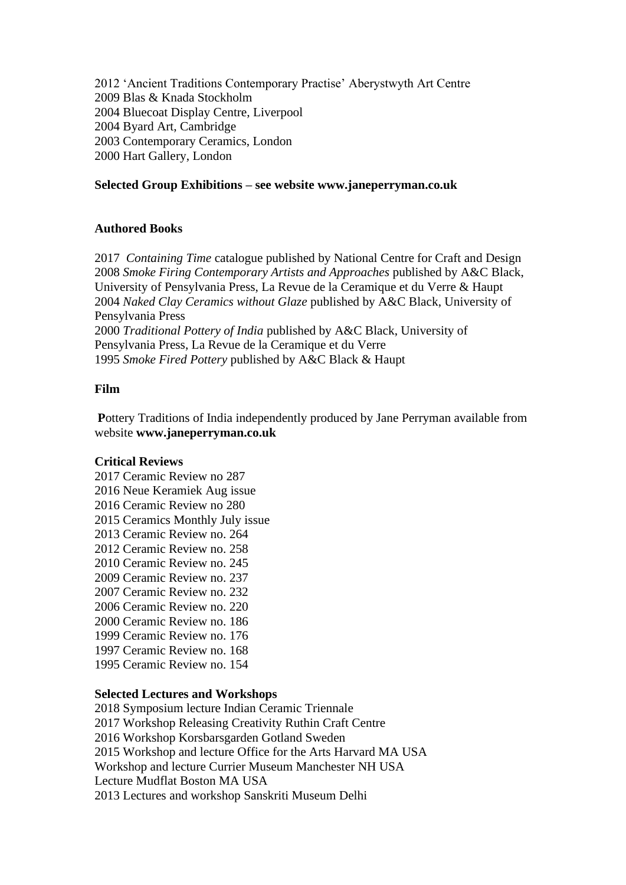2012 'Ancient Traditions Contemporary Practise' Aberystwyth Art Centre  
2009 Blas & Knada Stockholm  
2004 Bluecoat Display Centre, Liverpool  
2004 Byard Art, Cambridge  
2003 Contemporary Ceramics, London  
2000 Hart Gallery, London

**Selected Group Exhibitions – see website www.janeperryman.co.uk**

**Authored Books**

2017 *Containing Time* catalogue published by National Centre for Craft and Design  
2008 *Smoke Firing Contemporary Artists and Approaches* published by A&C Black, University of Pensylvania Press, La Revue de la Ceramique et du Verre & Haupt  
2004 *Naked Clay Ceramics without Glaze* published by A&C Black, University of Pensylvania Press  
2000 *Traditional Pottery of India* published by A&C Black, University of Pensylvania Press, La Revue de la Ceramique et du Verre  
1995 *Smoke Fired Pottery* published by A&C Black & Haupt

**Film**

**P**ottery Traditions of India independently produced by Jane Perryman available from website **www.janeperryman.co.uk**

**Critical Reviews**

2017 Ceramic Review no 287  
2016 Neue Keramiek Aug issue  
2016 Ceramic Review no 280  
2015 Ceramics Monthly July issue  
2013 Ceramic Review no. 264  
2012 Ceramic Review no. 258  
2010 Ceramic Review no. 245  
2009 Ceramic Review no. 237  
2007 Ceramic Review no. 232  
2006 Ceramic Review no. 220  
2000 Ceramic Review no. 186  
1999 Ceramic Review no. 176  
1997 Ceramic Review no. 168  
1995 Ceramic Review no. 154

**Selected Lectures and Workshops**

2018 Symposium lecture Indian Ceramic Triennale  
2017 Workshop Releasing Creativity Ruthin Craft Centre  
2016 Workshop Korsbarsgarden Gotland Sweden  
2015 Workshop and lecture Office for the Arts Harvard MA USA  
Workshop and lecture Currier Museum Manchester NH USA  
Lecture Mudflat Boston MA USA  
2013 Lectures and workshop Sanskriti Museum Delhi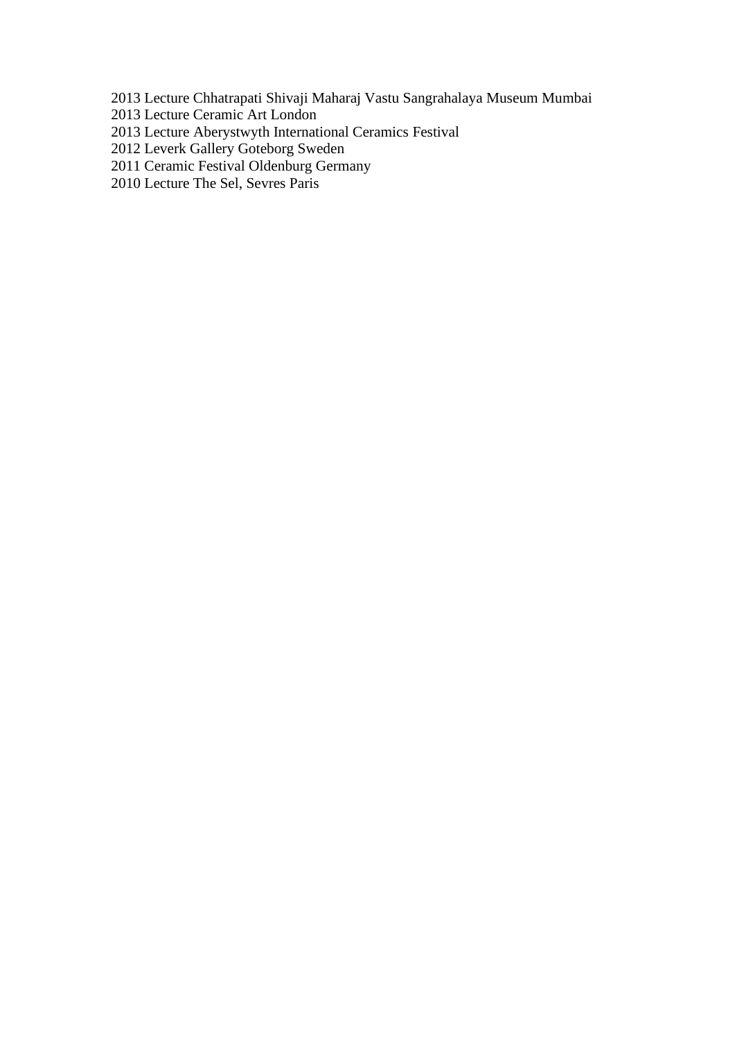2013 Lecture Chhatrapati Shivaji Maharaj Vastu Sangrahalaya Museum Mumbai
2013 Lecture Ceramic Art London
2013 Lecture Aberystwyth International Ceramics Festival
2012 Leverk Gallery Goteborg Sweden
2011 Ceramic Festival Oldenburg Germany
2010 Lecture The Sel, Sevres Paris